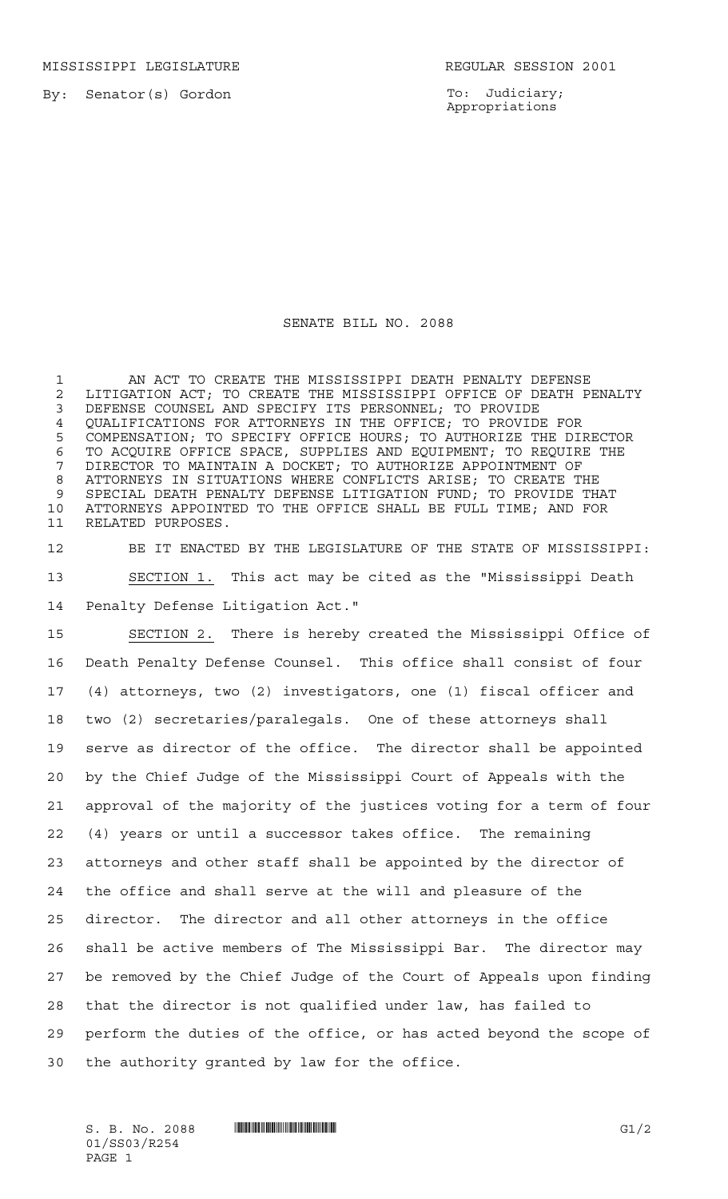MISSISSIPPI LEGISLATURE REGULAR SESSION 2001

By: Senator(s) Gordon

To: Judiciary; Appropriations

# SENATE BILL NO. 2088

AN ACT TO CREATE THE MISSISSIPPI DEATH PENALTY DEFENSE LITIGATION ACT; TO CREATE THE MISSISSIPPI OFFICE OF DEATH PENALTY DEFENSE COUNSEL AND SPECIFY ITS PERSONNEL; TO PROVIDE QUALIFICATIONS FOR ATTORNEYS IN THE OFFICE; TO PROVIDE FOR COMPENSATION; TO SPECIFY OFFICE HOURS; TO AUTHORIZE THE DIRECTOR TO ACQUIRE OFFICE SPACE, SUPPLIES AND EQUIPMENT; TO REQUIRE THE DIRECTOR TO MAINTAIN A DOCKET; TO AUTHORIZE APPOINTMENT OF ATTORNEYS IN SITUATIONS WHERE CONFLICTS ARISE; TO CREATE THE SPECIAL DEATH PENALTY DEFENSE LITIGATION FUND; TO PROVIDE THAT ATTORNEYS APPOINTED TO THE OFFICE SHALL BE FULL TIME; AND FOR RELATED PURPOSES.

BE IT ENACTED BY THE LEGISLATURE OF THE STATE OF MISSISSIPPI:

SECTION 1. This act may be cited as the "Mississippi Death Penalty Defense Litigation Act."

SECTION 2. There is hereby created the Mississippi Office of Death Penalty Defense Counsel. This office shall consist of four (4) attorneys, two (2) investigators, one (1) fiscal officer and two (2) secretaries/paralegals. One of these attorneys shall serve as director of the office. The director shall be appointed by the Chief Judge of the Mississippi Court of Appeals with the approval of the majority of the justices voting for a term of four (4) years or until a successor takes office. The remaining attorneys and other staff shall be appointed by the director of the office and shall serve at the will and pleasure of the director. The director and all other attorneys in the office shall be active members of The Mississippi Bar. The director may be removed by the Chief Judge of the Court of Appeals upon finding that the director is not qualified under law, has failed to perform the duties of the office, or has acted beyond the scope of the authority granted by law for the office.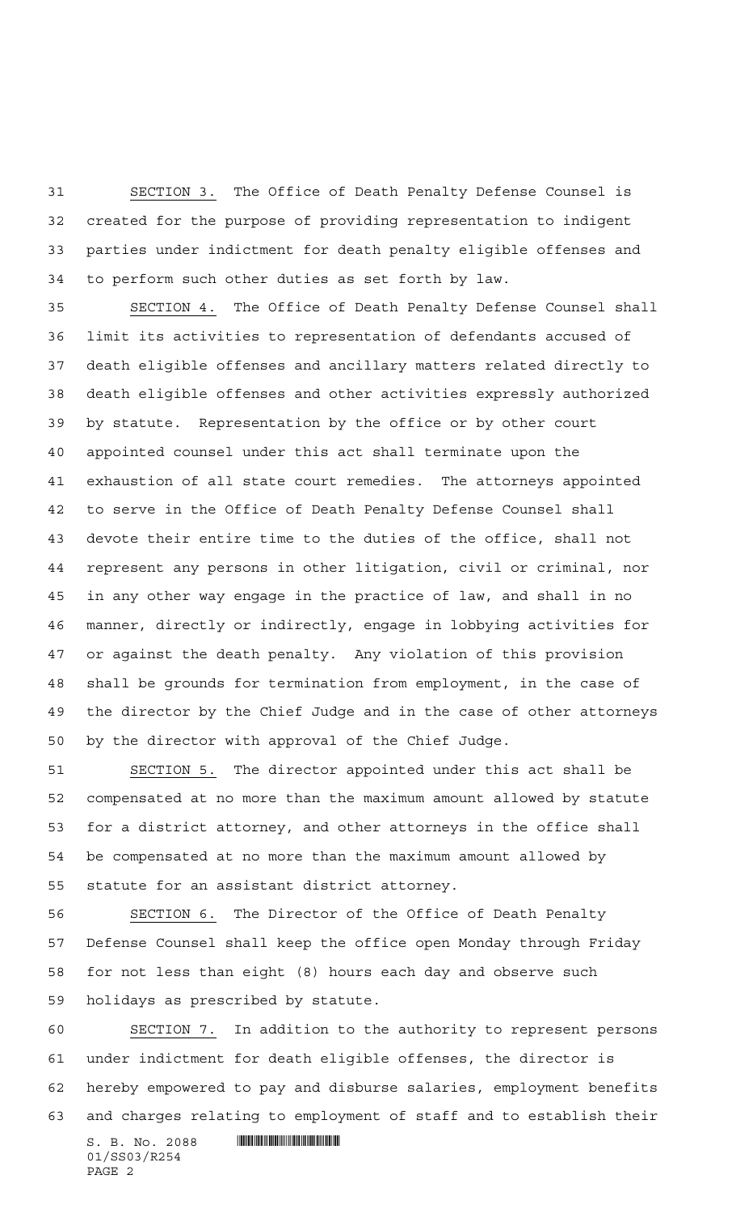SECTION 3. The Office of Death Penalty Defense Counsel is created for the purpose of providing representation to indigent parties under indictment for death penalty eligible offenses and to perform such other duties as set forth by law.

SECTION 4. The Office of Death Penalty Defense Counsel shall limit its activities to representation of defendants accused of death eligible offenses and ancillary matters related directly to death eligible offenses and other activities expressly authorized by statute. Representation by the office or by other court appointed counsel under this act shall terminate upon the exhaustion of all state court remedies. The attorneys appointed to serve in the Office of Death Penalty Defense Counsel shall devote their entire time to the duties of the office, shall not represent any persons in other litigation, civil or criminal, nor in any other way engage in the practice of law, and shall in no manner, directly or indirectly, engage in lobbying activities for or against the death penalty. Any violation of this provision shall be grounds for termination from employment, in the case of the director by the Chief Judge and in the case of other attorneys by the director with approval of the Chief Judge.

SECTION 5. The director appointed under this act shall be compensated at no more than the maximum amount allowed by statute for a district attorney, and other attorneys in the office shall be compensated at no more than the maximum amount allowed by statute for an assistant district attorney.

SECTION 6. The Director of the Office of Death Penalty Defense Counsel shall keep the office open Monday through Friday for not less than eight (8) hours each day and observe such holidays as prescribed by statute.

SECTION 7. In addition to the authority to represent persons under indictment for death eligible offenses, the director is hereby empowered to pay and disburse salaries, employment benefits and charges relating to employment of staff and to establish their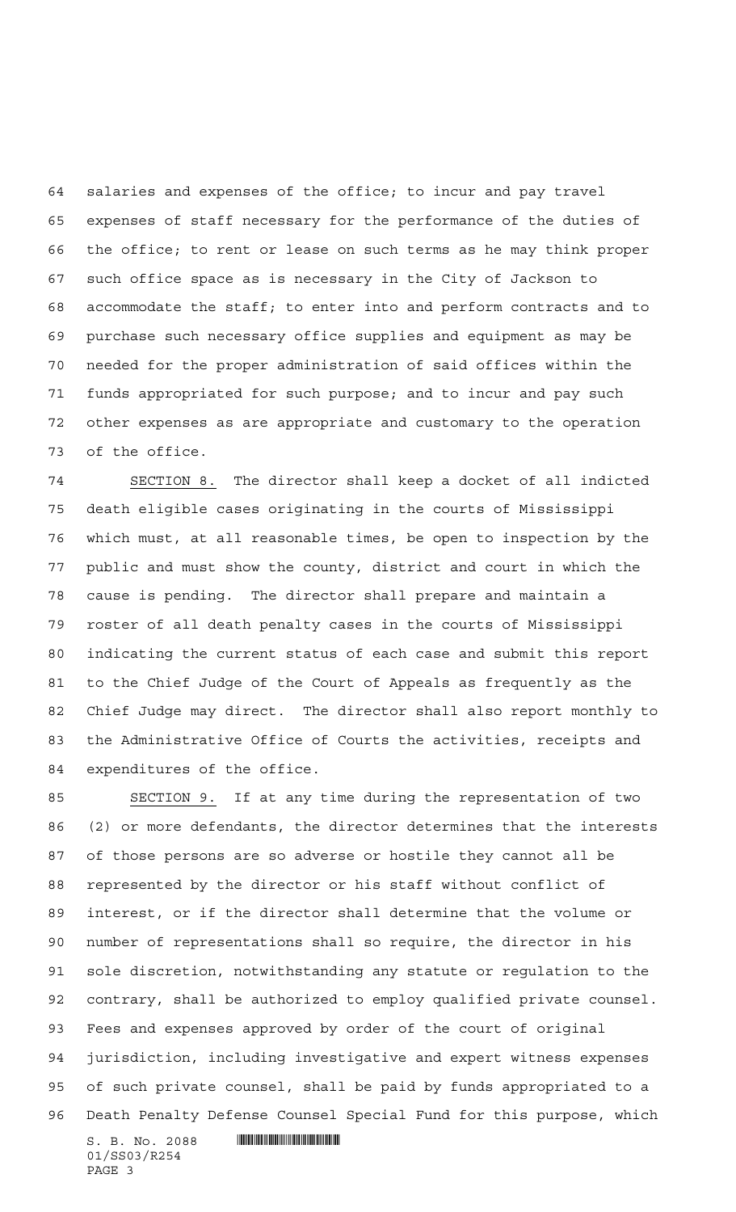salaries and expenses of the office; to incur and pay travel expenses of staff necessary for the performance of the duties of the office; to rent or lease on such terms as he may think proper such office space as is necessary in the City of Jackson to accommodate the staff; to enter into and perform contracts and to purchase such necessary office supplies and equipment as may be needed for the proper administration of said offices within the funds appropriated for such purpose; and to incur and pay such other expenses as are appropriate and customary to the operation of the office.

SECTION 8. The director shall keep a docket of all indicted death eligible cases originating in the courts of Mississippi which must, at all reasonable times, be open to inspection by the public and must show the county, district and court in which the cause is pending. The director shall prepare and maintain a roster of all death penalty cases in the courts of Mississippi indicating the current status of each case and submit this report to the Chief Judge of the Court of Appeals as frequently as the Chief Judge may direct. The director shall also report monthly to the Administrative Office of Courts the activities, receipts and expenditures of the office.

SECTION 9. If at any time during the representation of two (2) or more defendants, the director determines that the interests of those persons are so adverse or hostile they cannot all be represented by the director or his staff without conflict of interest, or if the director shall determine that the volume or number of representations shall so require, the director in his sole discretion, notwithstanding any statute or regulation to the contrary, shall be authorized to employ qualified private counsel. Fees and expenses approved by order of the court of original jurisdiction, including investigative and expert witness expenses of such private counsel, shall be paid by funds appropriated to a Death Penalty Defense Counsel Special Fund for this purpose, which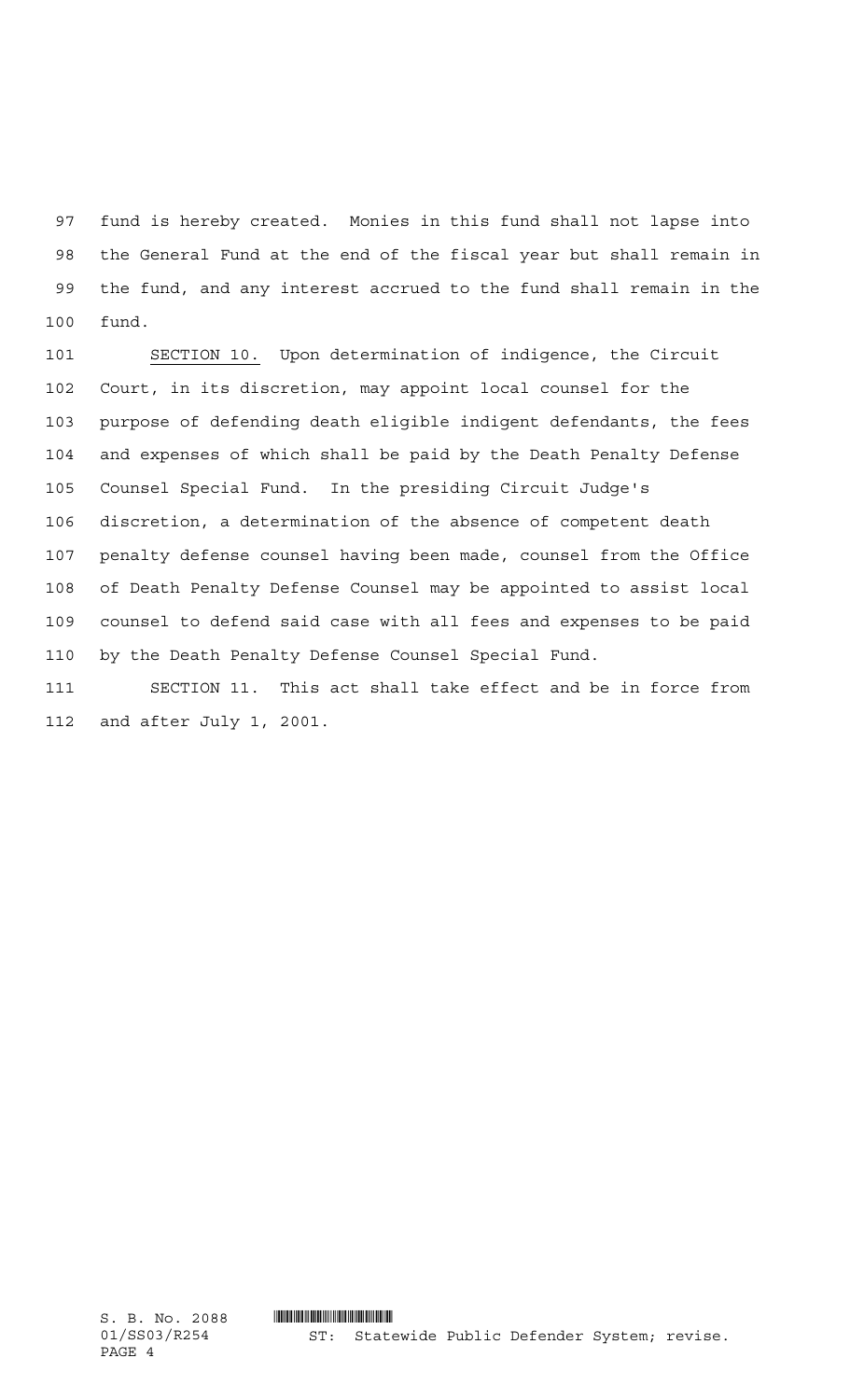fund is hereby created. Monies in this fund shall not lapse into the General Fund at the end of the fiscal year but shall remain in the fund, and any interest accrued to the fund shall remain in the fund.

SECTION 10. Upon determination of indigence, the Circuit Court, in its discretion, may appoint local counsel for the purpose of defending death eligible indigent defendants, the fees and expenses of which shall be paid by the Death Penalty Defense Counsel Special Fund. In the presiding Circuit Judge's discretion, a determination of the absence of competent death penalty defense counsel having been made, counsel from the Office of Death Penalty Defense Counsel may be appointed to assist local counsel to defend said case with all fees and expenses to be paid by the Death Penalty Defense Counsel Special Fund.

SECTION 11. This act shall take effect and be in force from and after July 1, 2001.